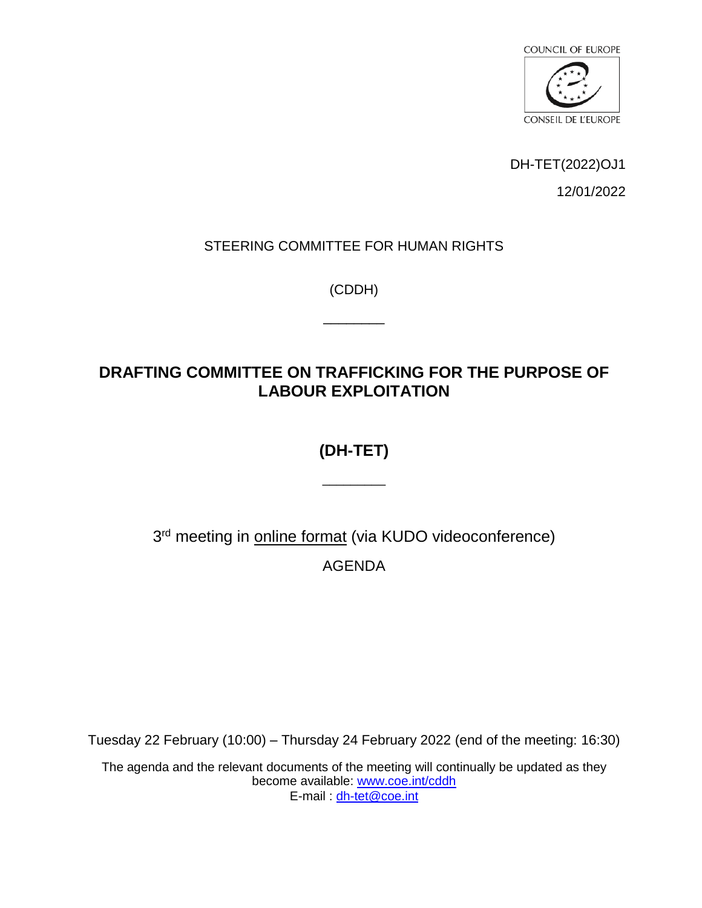COUNCIL OF EUROPE

CONSEIL DE L'EUROPE

DH-TET(2022)OJ1

12/01/2022

STEERING COMMITTEE FOR HUMAN RIGHTS

(CDDH)

\_\_\_\_\_\_\_\_

# DRAFTING COMMITTEE ON TRAFFICKING FOR THE PURPOSE OF LABOUR EXPLOITATION

# (DH-TET)

\_\_\_\_\_\_\_\_

3rd meeting in online format (via KUDO videoconference)

AGENDA

Tuesday 22 February (10:00) – Thursday 24 February 2022 (end of the meeting: 16:30)

The agenda and the relevant documents of the meeting will continually be updated as they become available: [www.coe.int/cddh](http://www.coe.int/cddh)
E-mail : [dh-tet@coe.int](mailto:dh-tet@coe.int)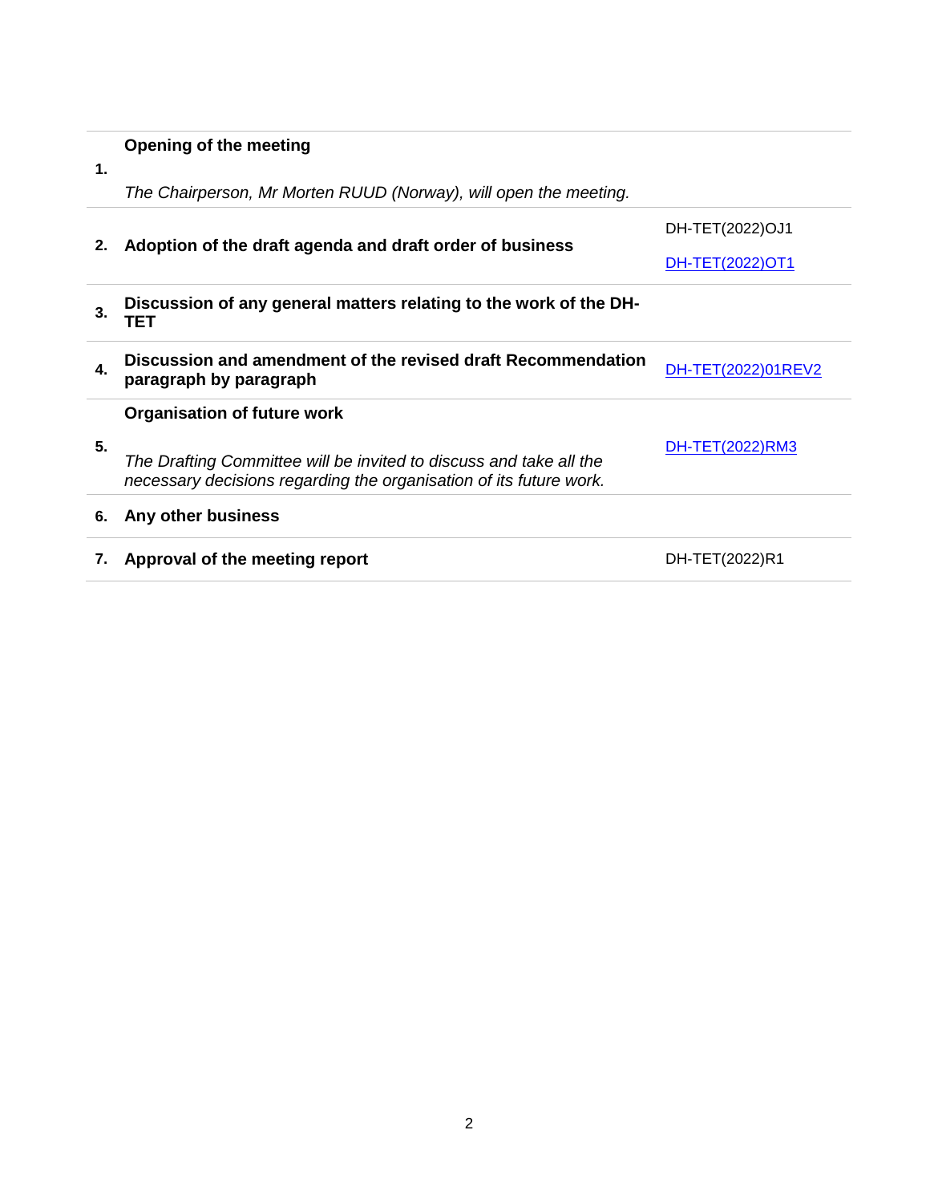| | | |
|---|---|---|
| 1. | **Opening of the meeting**<br><br>*The Chairperson, Mr Morten RUUD (Norway), will open the meeting.* | |
| 2. | **Adoption of the draft agenda and draft order of business** | DH-TET(2022)OJ1<br><br>DH-TET(2022)OT1 |
| 3. | **Discussion of any general matters relating to the work of the DH-TET** | |
| 4. | **Discussion and amendment of the revised draft Recommendation paragraph by paragraph** | DH-TET(2022)01REV2 |
| 5. | **Organisation of future work**<br><br>*The Drafting Committee will be invited to discuss and take all the necessary decisions regarding the organisation of its future work.* | DH-TET(2022)RM3 |
| 6. | **Any other business** | |
| 7. | **Approval of the meeting report** | DH-TET(2022)R1 |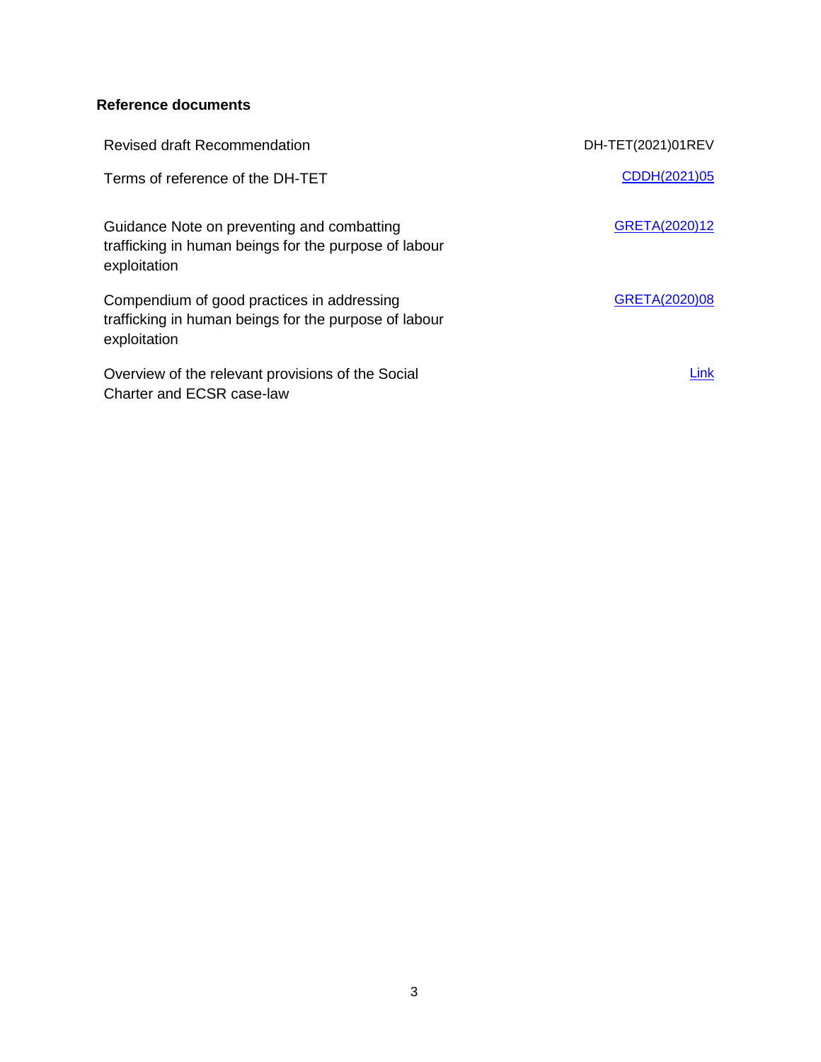**Reference documents**

| | |
|---|---|
| Revised draft Recommendation | DH-TET(2021)01REV |
| Terms of reference of the DH-TET | CDDH(2021)05 |
| Guidance Note on preventing and combatting trafficking in human beings for the purpose of labour exploitation | GRETA(2020)12 |
| Compendium of good practices in addressing trafficking in human beings for the purpose of labour exploitation | GRETA(2020)08 |
| Overview of the relevant provisions of the Social Charter and ECSR case-law | Link |